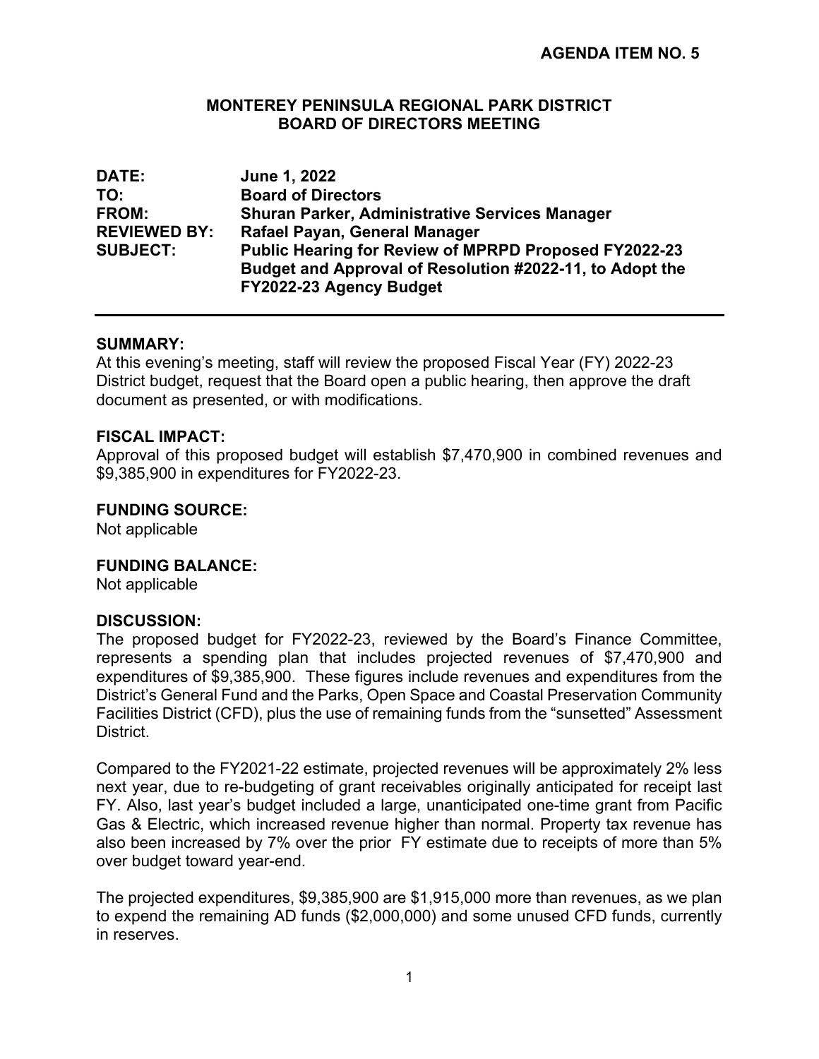**AGENDA ITEM NO. 5**

**MONTEREY PENINSULA REGIONAL PARK DISTRICT**
**BOARD OF DIRECTORS MEETING**

| | |
|---|---|
| **DATE:** | **June 1, 2022** |
| **TO:** | **Board of Directors** |
| **FROM:** | **Shuran Parker, Administrative Services Manager** |
| **REVIEWED BY:** | **Rafael Payan, General Manager** |
| **SUBJECT:** | **Public Hearing for Review of MPRPD Proposed FY2022-23 Budget and Approval of Resolution #2022-11, to Adopt the FY2022-23 Agency Budget** |

## SUMMARY:

At this evening's meeting, staff will review the proposed Fiscal Year (FY) 2022-23 District budget, request that the Board open a public hearing, then approve the draft document as presented, or with modifications.

## FISCAL IMPACT:

Approval of this proposed budget will establish $7,470,900 in combined revenues and $9,385,900 in expenditures for FY2022-23.

## FUNDING SOURCE:

Not applicable

## FUNDING BALANCE:

Not applicable

## DISCUSSION:

The proposed budget for FY2022-23, reviewed by the Board's Finance Committee, represents a spending plan that includes projected revenues of $7,470,900 and expenditures of $9,385,900. These figures include revenues and expenditures from the District's General Fund and the Parks, Open Space and Coastal Preservation Community Facilities District (CFD), plus the use of remaining funds from the "sunsetted" Assessment District.

Compared to the FY2021-22 estimate, projected revenues will be approximately 2% less next year, due to re-budgeting of grant receivables originally anticipated for receipt last FY. Also, last year's budget included a large, unanticipated one-time grant from Pacific Gas & Electric, which increased revenue higher than normal. Property tax revenue has also been increased by 7% over the prior FY estimate due to receipts of more than 5% over budget toward year-end.

The projected expenditures, $9,385,900 are $1,915,000 more than revenues, as we plan to expend the remaining AD funds ($2,000,000) and some unused CFD funds, currently in reserves.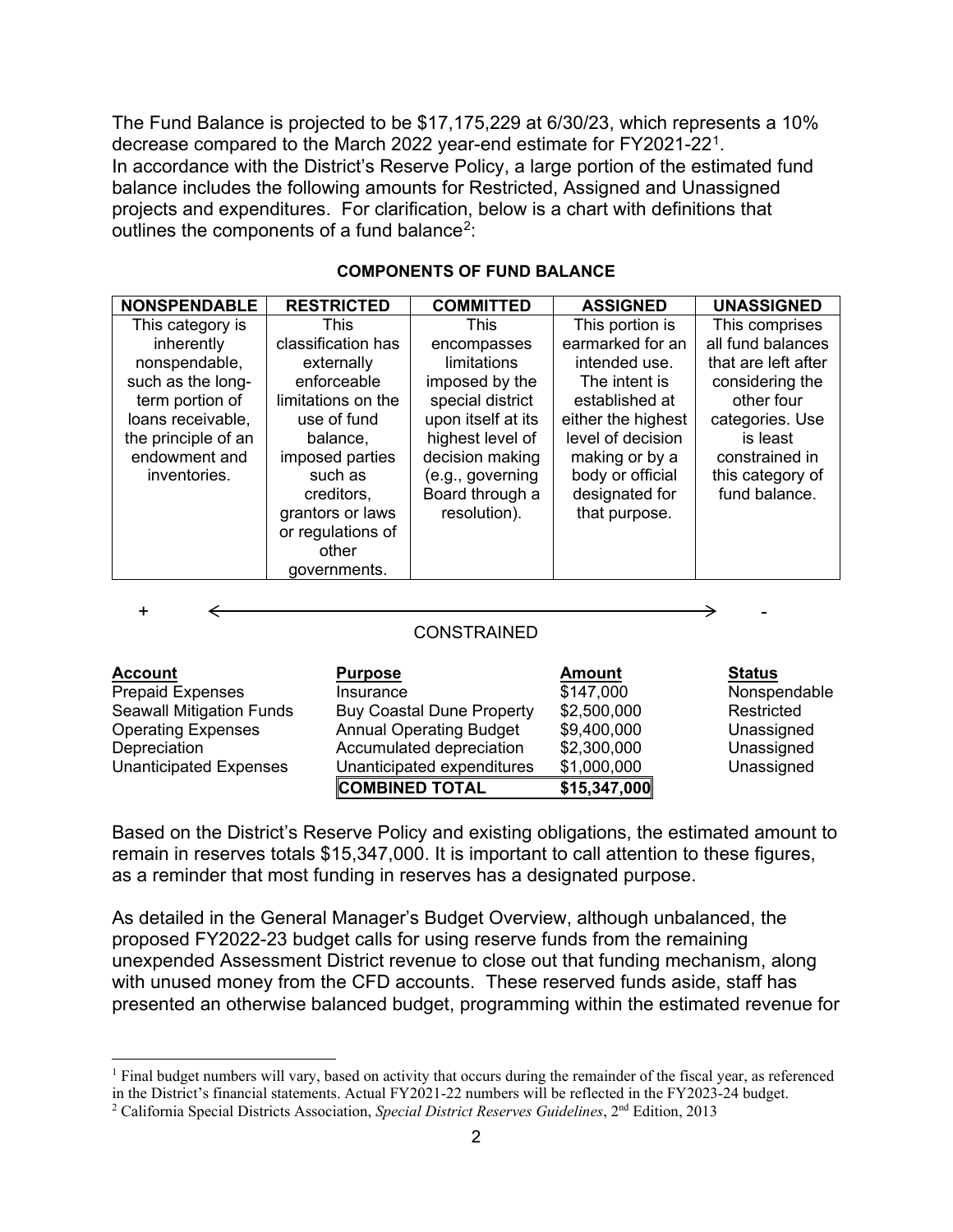The Fund Balance is projected to be $17,175,229 at 6/30/23, which represents a 10% decrease compared to the March 2022 year-end estimate for FY2021-22[1]. In accordance with the District's Reserve Policy, a large portion of the estimated fund balance includes the following amounts for Restricted, Assigned and Unassigned projects and expenditures. For clarification, below is a chart with definitions that outlines the components of a fund balance[2]:

**COMPONENTS OF FUND BALANCE**

| NONSPENDABLE | RESTRICTED | COMMITTED | ASSIGNED | UNASSIGNED |
|---|---|---|---|---|
| This category is inherently nonspendable, such as the long-term portion of loans receivable, the principle of an endowment and inventories. | This classification has externally enforceable limitations on the use of fund balance, imposed parties such as creditors, grantors or laws or regulations of other governments. | This encompasses limitations imposed by the special district upon itself at its highest level of decision making (e.g., governing Board through a resolution). | This portion is earmarked for an intended use. The intent is established at either the highest level of decision making or by a body or official designated for that purpose. | This comprises all fund balances that are left after considering the other four categories. Use is least constrained in this category of fund balance. |

\+ ⟵ CONSTRAINED ⟶ -

| Account | Purpose | Amount | Status |
|---|---|---|---|
| Prepaid Expenses | Insurance | $147,000 | Nonspendable |
| Seawall Mitigation Funds | Buy Coastal Dune Property | $2,500,000 | Restricted |
| Operating Expenses | Annual Operating Budget | $9,400,000 | Unassigned |
| Depreciation | Accumulated depreciation | $2,300,000 | Unassigned |
| Unanticipated Expenses | Unanticipated expenditures | $1,000,000 | Unassigned |
| | **COMBINED TOTAL** | **$15,347,000** | |

Based on the District's Reserve Policy and existing obligations, the estimated amount to remain in reserves totals $15,347,000. It is important to call attention to these figures, as a reminder that most funding in reserves has a designated purpose.

As detailed in the General Manager's Budget Overview, although unbalanced, the proposed FY2022-23 budget calls for using reserve funds from the remaining unexpended Assessment District revenue to close out that funding mechanism, along with unused money from the CFD accounts. These reserved funds aside, staff has presented an otherwise balanced budget, programming within the estimated revenue for

[1] Final budget numbers will vary, based on activity that occurs during the remainder of the fiscal year, as referenced in the District's financial statements. Actual FY2021-22 numbers will be reflected in the FY2023-24 budget.

[2] California Special Districts Association, *Special District Reserves Guidelines*, 2nd Edition, 2013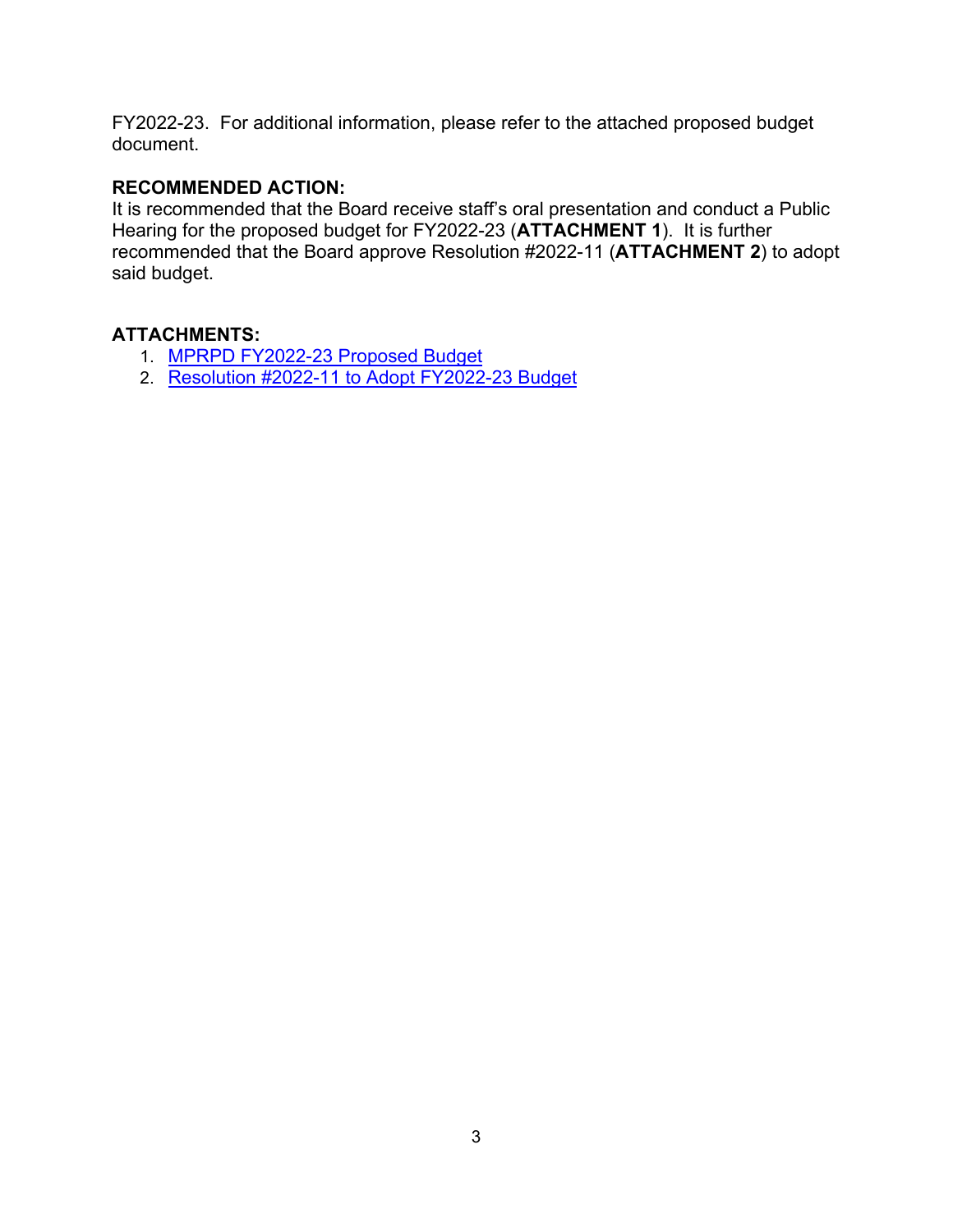FY2022-23. For additional information, please refer to the attached proposed budget document.

**RECOMMENDED ACTION:**
It is recommended that the Board receive staff's oral presentation and conduct a Public Hearing for the proposed budget for FY2022-23 (**ATTACHMENT 1**). It is further recommended that the Board approve Resolution #2022-11 (**ATTACHMENT 2**) to adopt said budget.

**ATTACHMENTS:**

1. MPRPD FY2022-23 Proposed Budget
2. Resolution #2022-11 to Adopt FY2022-23 Budget